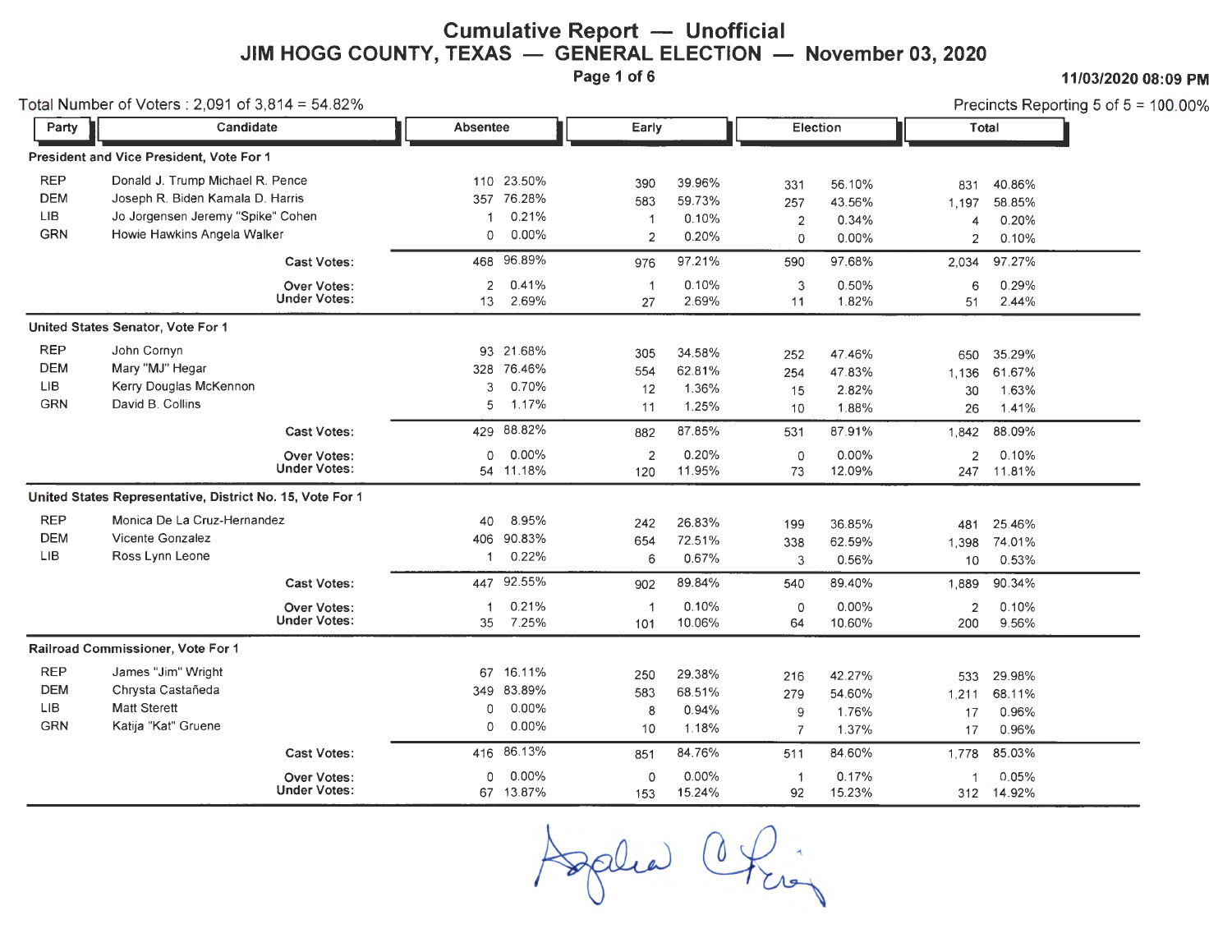# Cumulative Report — Unofficial

## JIM HOGG COUNTY, TEXAS — GENERAL ELECTION — November 03, 2020

11/03/2020 08:09 PM

Total Number of Voters : 2,091 of 3,814 = 54.82%

Precincts Reporting 5 of 5 = 100.00%

| Party | Candidate | Absentee | | Early | | Election | | Total | |
|---|---|---|---|---|---|---|---|---|---|
| **President and Vice President, Vote For 1** | | | | | | | | | |
| REP | Donald J. Trump Michael R. Pence | 110 | 23.50% | 390 | 39.96% | 331 | 56.10% | 831 | 40.86% |
| DEM | Joseph R. Biden Kamala D. Harris | 357 | 76.28% | 583 | 59.73% | 257 | 43.56% | 1,197 | 58.85% |
| LIB | Jo Jorgensen Jeremy "Spike" Cohen | 1 | 0.21% | 1 | 0.10% | 2 | 0.34% | 4 | 0.20% |
| GRN | Howie Hawkins Angela Walker | 0 | 0.00% | 2 | 0.20% | 0 | 0.00% | 2 | 0.10% |
| | **Cast Votes:** | 468 | 96.89% | 976 | 97.21% | 590 | 97.68% | 2,034 | 97.27% |
| | **Over Votes:** | 2 | 0.41% | 1 | 0.10% | 3 | 0.50% | 6 | 0.29% |
| | **Under Votes:** | 13 | 2.69% | 27 | 2.69% | 11 | 1.82% | 51 | 2.44% |
| **United States Senator, Vote For 1** | | | | | | | | | |
| REP | John Cornyn | 93 | 21.68% | 305 | 34.58% | 252 | 47.46% | 650 | 35.29% |
| DEM | Mary "MJ" Hegar | 328 | 76.46% | 554 | 62.81% | 254 | 47.83% | 1,136 | 61.67% |
| LIB | Kerry Douglas McKennon | 3 | 0.70% | 12 | 1.36% | 15 | 2.82% | 30 | 1.63% |
| GRN | David B. Collins | 5 | 1.17% | 11 | 1.25% | 10 | 1.88% | 26 | 1.41% |
| | **Cast Votes:** | 429 | 88.82% | 882 | 87.85% | 531 | 87.91% | 1,842 | 88.09% |
| | **Over Votes:** | 0 | 0.00% | 2 | 0.20% | 0 | 0.00% | 2 | 0.10% |
| | **Under Votes:** | 54 | 11.18% | 120 | 11.95% | 73 | 12.09% | 247 | 11.81% |
| **United States Representative, District No. 15, Vote For 1** | | | | | | | | | |
| REP | Monica De La Cruz-Hernandez | 40 | 8.95% | 242 | 26.83% | 199 | 36.85% | 481 | 25.46% |
| DEM | Vicente Gonzalez | 406 | 90.83% | 654 | 72.51% | 338 | 62.59% | 1,398 | 74.01% |
| LIB | Ross Lynn Leone | 1 | 0.22% | 6 | 0.67% | 3 | 0.56% | 10 | 0.53% |
| | **Cast Votes:** | 447 | 92.55% | 902 | 89.84% | 540 | 89.40% | 1,889 | 90.34% |
| | **Over Votes:** | 1 | 0.21% | 1 | 0.10% | 0 | 0.00% | 2 | 0.10% |
| | **Under Votes:** | 35 | 7.25% | 101 | 10.06% | 64 | 10.60% | 200 | 9.56% |
| **Railroad Commissioner, Vote For 1** | | | | | | | | | |
| REP | James "Jim" Wright | 67 | 16.11% | 250 | 29.38% | 216 | 42.27% | 533 | 29.98% |
| DEM | Chrysta Castañeda | 349 | 83.89% | 583 | 68.51% | 279 | 54.60% | 1,211 | 68.11% |
| LIB | Matt Sterett | 0 | 0.00% | 8 | 0.94% | 9 | 1.76% | 17 | 0.96% |
| GRN | Katija "Kat" Gruene | 0 | 0.00% | 10 | 1.18% | 7 | 1.37% | 17 | 0.96% |
| | **Cast Votes:** | 416 | 86.13% | 851 | 84.76% | 511 | 84.60% | 1,778 | 85.03% |
| | **Over Votes:** | 0 | 0.00% | 0 | 0.00% | 1 | 0.17% | 1 | 0.05% |
| | **Under Votes:** | 67 | 13.87% | 153 | 15.24% | 92 | 15.23% | 312 | 14.92% |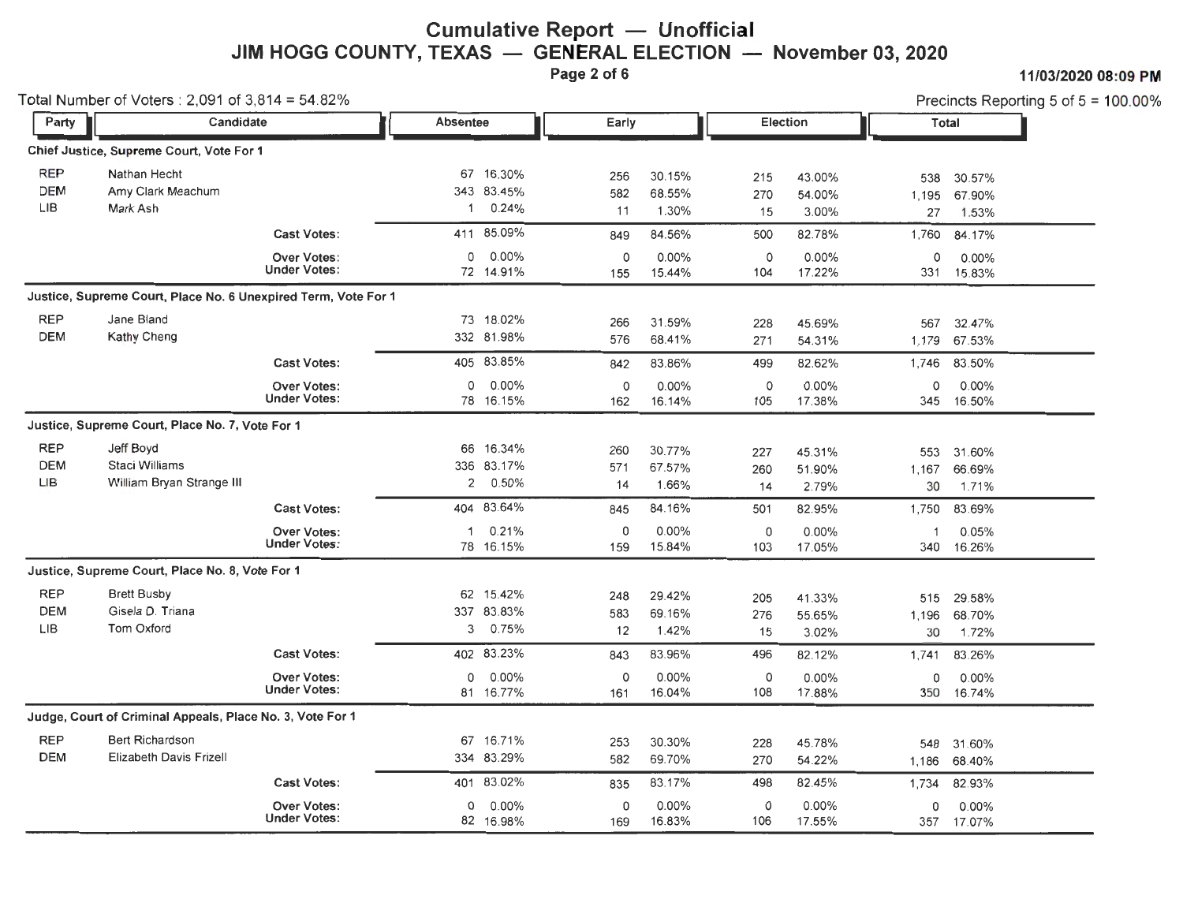# Cumulative Report — Unofficial

## JIM HOGG COUNTY, TEXAS — GENERAL ELECTION — November 03, 2020

11/03/2020 08:09 PM

Total Number of Voters : 2,091 of 3,814 = 54.82%

Precincts Reporting 5 of 5 = 100.00%

| Party | Candidate | Absentee | | Early | | Election | | Total | |
|---|---|---|---|---|---|---|---|---|---|
| **Chief Justice, Supreme Court, Vote For 1** | | | | | | | | | |
| REP | Nathan Hecht | 67 | 16.30% | 256 | 30.15% | 215 | 43.00% | 538 | 30.57% |
| DEM | Amy Clark Meachum | 343 | 83.45% | 582 | 68.55% | 270 | 54.00% | 1,195 | 67.90% |
| LIB | Mark Ash | 1 | 0.24% | 11 | 1.30% | 15 | 3.00% | 27 | 1.53% |
| | **Cast Votes:** | 411 | 85.09% | 849 | 84.56% | 500 | 82.78% | 1,760 | 84.17% |
| | **Over Votes:** | 0 | 0.00% | 0 | 0.00% | 0 | 0.00% | 0 | 0.00% |
| | **Under Votes:** | 72 | 14.91% | 155 | 15.44% | 104 | 17.22% | 331 | 15.83% |
| **Justice, Supreme Court, Place No. 6 Unexpired Term, Vote For 1** | | | | | | | | | |
| REP | Jane Bland | 73 | 18.02% | 266 | 31.59% | 228 | 45.69% | 567 | 32.47% |
| DEM | Kathy Cheng | 332 | 81.98% | 576 | 68.41% | 271 | 54.31% | 1,179 | 67.53% |
| | **Cast Votes:** | 405 | 83.85% | 842 | 83.86% | 499 | 82.62% | 1,746 | 83.50% |
| | **Over Votes:** | 0 | 0.00% | 0 | 0.00% | 0 | 0.00% | 0 | 0.00% |
| | **Under Votes:** | 78 | 16.15% | 162 | 16.14% | 105 | 17.38% | 345 | 16.50% |
| **Justice, Supreme Court, Place No. 7, Vote For 1** | | | | | | | | | |
| REP | Jeff Boyd | 66 | 16.34% | 260 | 30.77% | 227 | 45.31% | 553 | 31.60% |
| DEM | Staci Williams | 336 | 83.17% | 571 | 67.57% | 260 | 51.90% | 1,167 | 66.69% |
| LIB | William Bryan Strange III | 2 | 0.50% | 14 | 1.66% | 14 | 2.79% | 30 | 1.71% |
| | **Cast Votes:** | 404 | 83.64% | 845 | 84.16% | 501 | 82.95% | 1,750 | 83.69% |
| | **Over Votes:** | 1 | 0.21% | 0 | 0.00% | 0 | 0.00% | 1 | 0.05% |
| | **Under Votes:** | 78 | 16.15% | 159 | 15.84% | 103 | 17.05% | 340 | 16.26% |
| **Justice, Supreme Court, Place No. 8, Vote For 1** | | | | | | | | | |
| REP | Brett Busby | 62 | 15.42% | 248 | 29.42% | 205 | 41.33% | 515 | 29.58% |
| DEM | Gisela D. Triana | 337 | 83.83% | 583 | 69.16% | 276 | 55.65% | 1,196 | 68.70% |
| LIB | Tom Oxford | 3 | 0.75% | 12 | 1.42% | 15 | 3.02% | 30 | 1.72% |
| | **Cast Votes:** | 402 | 83.23% | 843 | 83.96% | 496 | 82.12% | 1,741 | 83.26% |
| | **Over Votes:** | 0 | 0.00% | 0 | 0.00% | 0 | 0.00% | 0 | 0.00% |
| | **Under Votes:** | 81 | 16.77% | 161 | 16.04% | 108 | 17.88% | 350 | 16.74% |
| **Judge, Court of Criminal Appeals, Place No. 3, Vote For 1** | | | | | | | | | |
| REP | Bert Richardson | 67 | 16.71% | 253 | 30.30% | 228 | 45.78% | 548 | 31.60% |
| DEM | Elizabeth Davis Frizell | 334 | 83.29% | 582 | 69.70% | 270 | 54.22% | 1,186 | 68.40% |
| | **Cast Votes:** | 401 | 83.02% | 835 | 83.17% | 498 | 82.45% | 1,734 | 82.93% |
| | **Over Votes:** | 0 | 0.00% | 0 | 0.00% | 0 | 0.00% | 0 | 0.00% |
| | **Under Votes:** | 82 | 16.98% | 169 | 16.83% | 106 | 17.55% | 357 | 17.07% |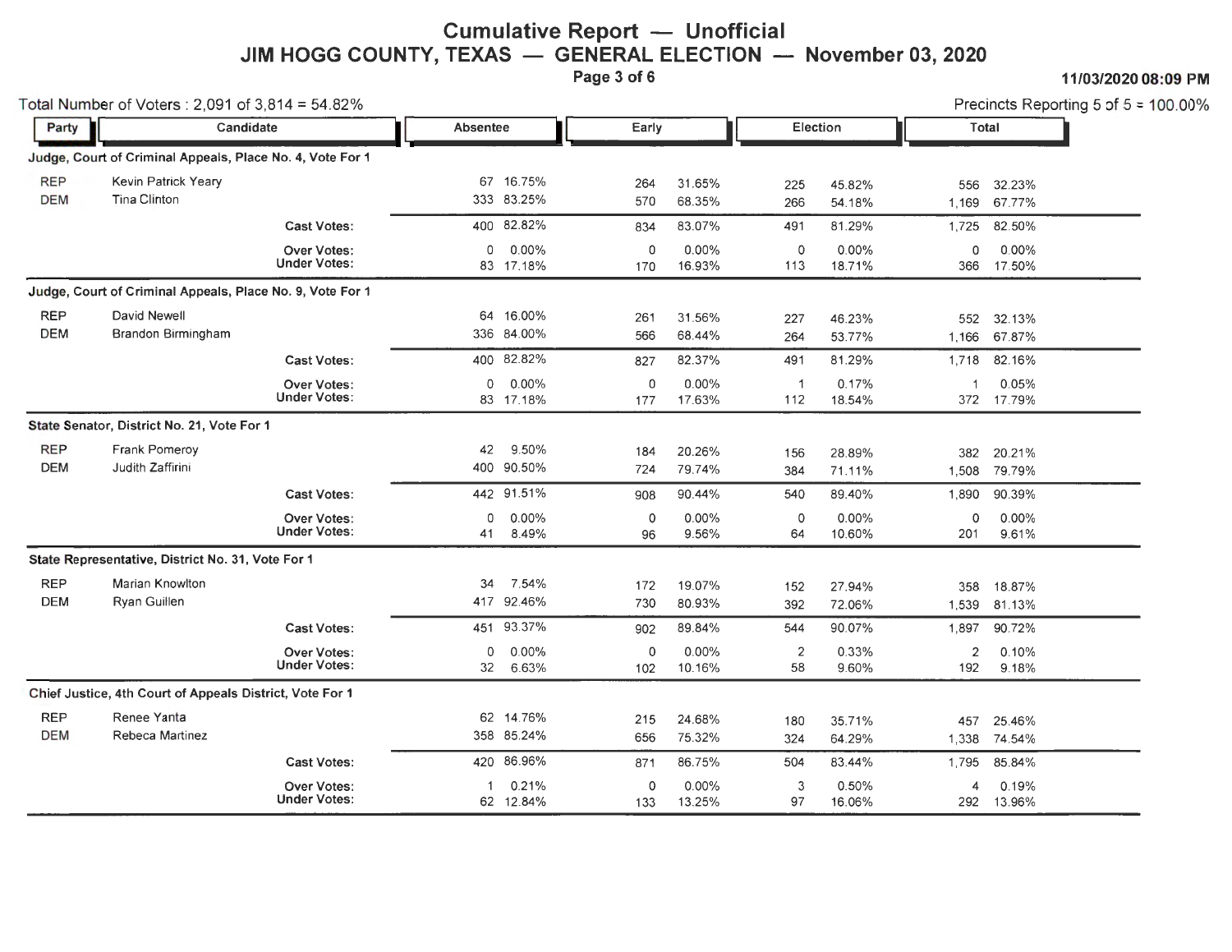# Cumulative Report — Unofficial
## JIM HOGG COUNTY, TEXAS — GENERAL ELECTION — November 03, 2020

11/03/2020 08:09 PM

Total Number of Voters : 2,091 of 3,814 = 54.82%

Precincts Reporting 5 of 5 = 100.00%

| Party | Candidate | Absentee | | Early | | Election | | Total | |
|---|---|---|---|---|---|---|---|---|---|
| **Judge, Court of Criminal Appeals, Place No. 4, Vote For 1** | | | | | | | | | |
| REP | Kevin Patrick Yeary | 67 | 16.75% | 264 | 31.65% | 225 | 45.82% | 556 | 32.23% |
| DEM | Tina Clinton | 333 | 83.25% | 570 | 68.35% | 266 | 54.18% | 1,169 | 67.77% |
| | **Cast Votes:** | 400 | 82.82% | 834 | 83.07% | 491 | 81.29% | 1,725 | 82.50% |
| | **Over Votes:** | 0 | 0.00% | 0 | 0.00% | 0 | 0.00% | 0 | 0.00% |
| | **Under Votes:** | 83 | 17.18% | 170 | 16.93% | 113 | 18.71% | 366 | 17.50% |
| **Judge, Court of Criminal Appeals, Place No. 9, Vote For 1** | | | | | | | | | |
| REP | David Newell | 64 | 16.00% | 261 | 31.56% | 227 | 46.23% | 552 | 32.13% |
| DEM | Brandon Birmingham | 336 | 84.00% | 566 | 68.44% | 264 | 53.77% | 1,166 | 67.87% |
| | **Cast Votes:** | 400 | 82.82% | 827 | 82.37% | 491 | 81.29% | 1,718 | 82.16% |
| | **Over Votes:** | 0 | 0.00% | 0 | 0.00% | 1 | 0.17% | 1 | 0.05% |
| | **Under Votes:** | 83 | 17.18% | 177 | 17.63% | 112 | 18.54% | 372 | 17.79% |
| **State Senator, District No. 21, Vote For 1** | | | | | | | | | |
| REP | Frank Pomeroy | 42 | 9.50% | 184 | 20.26% | 156 | 28.89% | 382 | 20.21% |
| DEM | Judith Zaffirini | 400 | 90.50% | 724 | 79.74% | 384 | 71.11% | 1,508 | 79.79% |
| | **Cast Votes:** | 442 | 91.51% | 908 | 90.44% | 540 | 89.40% | 1,890 | 90.39% |
| | **Over Votes:** | 0 | 0.00% | 0 | 0.00% | 0 | 0.00% | 0 | 0.00% |
| | **Under Votes:** | 41 | 8.49% | 96 | 9.56% | 64 | 10.60% | 201 | 9.61% |
| **State Representative, District No. 31, Vote For 1** | | | | | | | | | |
| REP | Marian Knowlton | 34 | 7.54% | 172 | 19.07% | 152 | 27.94% | 358 | 18.87% |
| DEM | Ryan Guillen | 417 | 92.46% | 730 | 80.93% | 392 | 72.06% | 1,539 | 81.13% |
| | **Cast Votes:** | 451 | 93.37% | 902 | 89.84% | 544 | 90.07% | 1,897 | 90.72% |
| | **Over Votes:** | 0 | 0.00% | 0 | 0.00% | 2 | 0.33% | 2 | 0.10% |
| | **Under Votes:** | 32 | 6.63% | 102 | 10.16% | 58 | 9.60% | 192 | 9.18% |
| **Chief Justice, 4th Court of Appeals District, Vote For 1** | | | | | | | | | |
| REP | Renee Yanta | 62 | 14.76% | 215 | 24.68% | 180 | 35.71% | 457 | 25.46% |
| DEM | Rebeca Martinez | 358 | 85.24% | 656 | 75.32% | 324 | 64.29% | 1,338 | 74.54% |
| | **Cast Votes:** | 420 | 86.96% | 871 | 86.75% | 504 | 83.44% | 1,795 | 85.84% |
| | **Over Votes:** | 1 | 0.21% | 0 | 0.00% | 3 | 0.50% | 4 | 0.19% |
| | **Under Votes:** | 62 | 12.84% | 133 | 13.25% | 97 | 16.06% | 292 | 13.96% |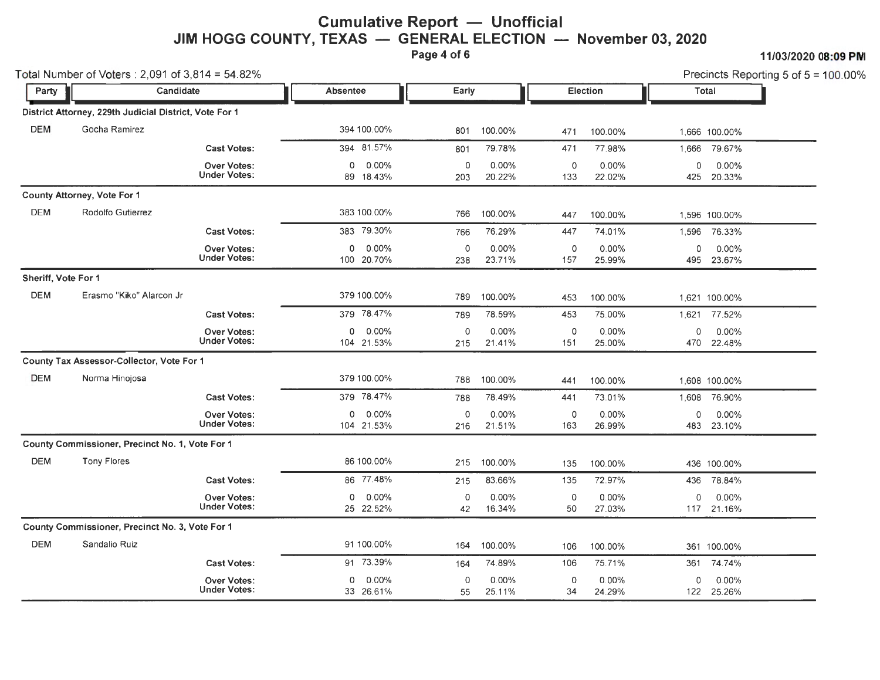# Cumulative Report — Unofficial

## JIM HOGG COUNTY, TEXAS — GENERAL ELECTION — November 03, 2020

11/03/2020 08:09 PM

Total Number of Voters : 2,091 of 3,814 = 54.82%

Precincts Reporting 5 of 5 = 100.00%

| Party | Candidate | Absentee | | Early | | Election | | Total | |
|---|---|---|---|---|---|---|---|---|---|
| **District Attorney, 229th Judicial District, Vote For 1** | | | | | | | | | |
| DEM | Gocha Ramirez | 394 | 100.00% | 801 | 100.00% | 471 | 100.00% | 1,666 | 100.00% |
| | **Cast Votes:** | 394 | 81.57% | 801 | 79.78% | 471 | 77.98% | 1,666 | 79.67% |
| | **Over Votes:** | 0 | 0.00% | 0 | 0.00% | 0 | 0.00% | 0 | 0.00% |
| | **Under Votes:** | 89 | 18.43% | 203 | 20.22% | 133 | 22.02% | 425 | 20.33% |
| **County Attorney, Vote For 1** | | | | | | | | | |
| DEM | Rodolfo Gutierrez | 383 | 100.00% | 766 | 100.00% | 447 | 100.00% | 1,596 | 100.00% |
| | **Cast Votes:** | 383 | 79.30% | 766 | 76.29% | 447 | 74.01% | 1,596 | 76.33% |
| | **Over Votes:** | 0 | 0.00% | 0 | 0.00% | 0 | 0.00% | 0 | 0.00% |
| | **Under Votes:** | 100 | 20.70% | 238 | 23.71% | 157 | 25.99% | 495 | 23.67% |
| **Sheriff, Vote For 1** | | | | | | | | | |
| DEM | Erasmo "Kiko" Alarcon Jr | 379 | 100.00% | 789 | 100.00% | 453 | 100.00% | 1,621 | 100.00% |
| | **Cast Votes:** | 379 | 78.47% | 789 | 78.59% | 453 | 75.00% | 1,621 | 77.52% |
| | **Over Votes:** | 0 | 0.00% | 0 | 0.00% | 0 | 0.00% | 0 | 0.00% |
| | **Under Votes:** | 104 | 21.53% | 215 | 21.41% | 151 | 25.00% | 470 | 22.48% |
| **County Tax Assessor-Collector, Vote For 1** | | | | | | | | | |
| DEM | Norma Hinojosa | 379 | 100.00% | 788 | 100.00% | 441 | 100.00% | 1,608 | 100.00% |
| | **Cast Votes:** | 379 | 78.47% | 788 | 78.49% | 441 | 73.01% | 1,608 | 76.90% |
| | **Over Votes:** | 0 | 0.00% | 0 | 0.00% | 0 | 0.00% | 0 | 0.00% |
| | **Under Votes:** | 104 | 21.53% | 216 | 21.51% | 163 | 26.99% | 483 | 23.10% |
| **County Commissioner, Precinct No. 1, Vote For 1** | | | | | | | | | |
| DEM | Tony Flores | 86 | 100.00% | 215 | 100.00% | 135 | 100.00% | 436 | 100.00% |
| | **Cast Votes:** | 86 | 77.48% | 215 | 83.66% | 135 | 72.97% | 436 | 78.84% |
| | **Over Votes:** | 0 | 0.00% | 0 | 0.00% | 0 | 0.00% | 0 | 0.00% |
| | **Under Votes:** | 25 | 22.52% | 42 | 16.34% | 50 | 27.03% | 117 | 21.16% |
| **County Commissioner, Precinct No. 3, Vote For 1** | | | | | | | | | |
| DEM | Sandalio Ruiz | 91 | 100.00% | 164 | 100.00% | 106 | 100.00% | 361 | 100.00% |
| | **Cast Votes:** | 91 | 73.39% | 164 | 74.89% | 106 | 75.71% | 361 | 74.74% |
| | **Over Votes:** | 0 | 0.00% | 0 | 0.00% | 0 | 0.00% | 0 | 0.00% |
| | **Under Votes:** | 33 | 26.61% | 55 | 25.11% | 34 | 24.29% | 122 | 25.26% |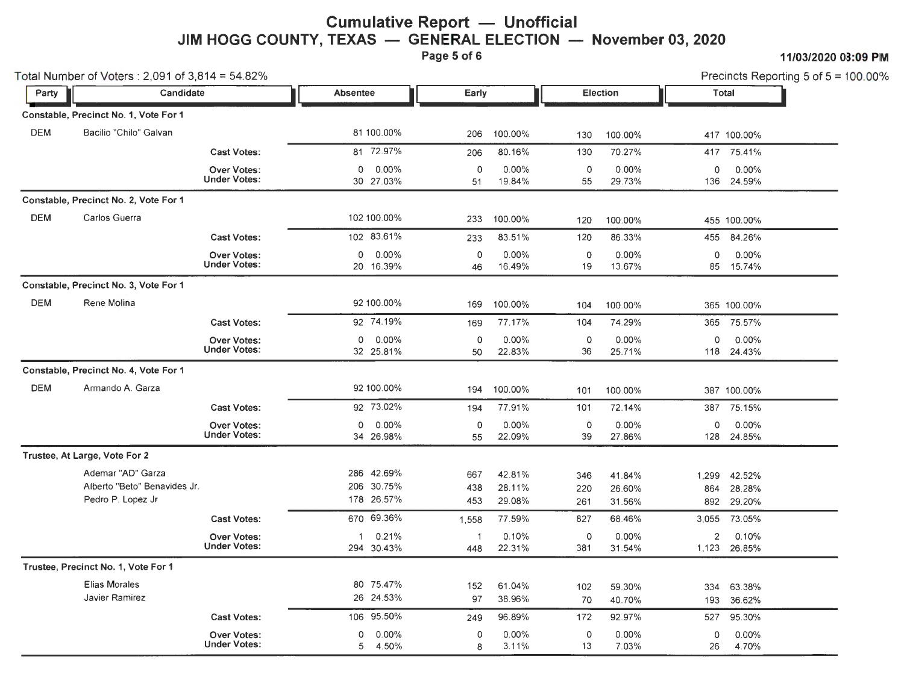# Cumulative Report — Unofficial

## JIM HOGG COUNTY, TEXAS — GENERAL ELECTION — November 03, 2020

11/03/2020 03:09 PM

Total Number of Voters : 2,091 of 3,814 = 54.82%

Precincts Reporting 5 of 5 = 100.00%

### Constable, Precinct No. 1, Vote For 1

| Party | Candidate | Absentee | | Early | | Election | | Total | |
|---|---|---|---|---|---|---|---|---|---|
| DEM | Bacilio "Chilo" Galvan | 81 | 100.00% | 206 | 100.00% | 130 | 100.00% | 417 | 100.00% |
| | Cast Votes: | 81 | 72.97% | 206 | 80.16% | 130 | 70.27% | 417 | 75.41% |
| | Over Votes: | 0 | 0.00% | 0 | 0.00% | 0 | 0.00% | 0 | 0.00% |
| | Under Votes: | 30 | 27.03% | 51 | 19.84% | 55 | 29.73% | 136 | 24.59% |

### Constable, Precinct No. 2, Vote For 1

| Party | Candidate | Absentee | | Early | | Election | | Total | |
|---|---|---|---|---|---|---|---|---|---|
| DEM | Carlos Guerra | 102 | 100.00% | 233 | 100.00% | 120 | 100.00% | 455 | 100.00% |
| | Cast Votes: | 102 | 83.61% | 233 | 83.51% | 120 | 86.33% | 455 | 84.26% |
| | Over Votes: | 0 | 0.00% | 0 | 0.00% | 0 | 0.00% | 0 | 0.00% |
| | Under Votes: | 20 | 16.39% | 46 | 16.49% | 19 | 13.67% | 85 | 15.74% |

### Constable, Precinct No. 3, Vote For 1

| Party | Candidate | Absentee | | Early | | Election | | Total | |
|---|---|---|---|---|---|---|---|---|---|
| DEM | Rene Molina | 92 | 100.00% | 169 | 100.00% | 104 | 100.00% | 365 | 100.00% |
| | Cast Votes: | 92 | 74.19% | 169 | 77.17% | 104 | 74.29% | 365 | 75.57% |
| | Over Votes: | 0 | 0.00% | 0 | 0.00% | 0 | 0.00% | 0 | 0.00% |
| | Under Votes: | 32 | 25.81% | 50 | 22.83% | 36 | 25.71% | 118 | 24.43% |

### Constable, Precinct No. 4, Vote For 1

| Party | Candidate | Absentee | | Early | | Election | | Total | |
|---|---|---|---|---|---|---|---|---|---|
| DEM | Armando A. Garza | 92 | 100.00% | 194 | 100.00% | 101 | 100.00% | 387 | 100.00% |
| | Cast Votes: | 92 | 73.02% | 194 | 77.91% | 101 | 72.14% | 387 | 75.15% |
| | Over Votes: | 0 | 0.00% | 0 | 0.00% | 0 | 0.00% | 0 | 0.00% |
| | Under Votes: | 34 | 26.98% | 55 | 22.09% | 39 | 27.86% | 128 | 24.85% |

### Trustee, At Large, Vote For 2

| Party | Candidate | Absentee | | Early | | Election | | Total | |
|---|---|---|---|---|---|---|---|---|---|
| | Ademar "AD" Garza | 286 | 42.69% | 667 | 42.81% | 346 | 41.84% | 1,299 | 42.52% |
| | Alberto "Beto" Benavides Jr. | 206 | 30.75% | 438 | 28.11% | 220 | 26.60% | 864 | 28.28% |
| | Pedro P. Lopez Jr | 178 | 26.57% | 453 | 29.08% | 261 | 31.56% | 892 | 29.20% |
| | Cast Votes: | 670 | 69.36% | 1,558 | 77.59% | 827 | 68.46% | 3,055 | 73.05% |
| | Over Votes: | 1 | 0.21% | 1 | 0.10% | 0 | 0.00% | 2 | 0.10% |
| | Under Votes: | 294 | 30.43% | 448 | 22.31% | 381 | 31.54% | 1,123 | 26.85% |

### Trustee, Precinct No. 1, Vote For 1

| Party | Candidate | Absentee | | Early | | Election | | Total | |
|---|---|---|---|---|---|---|---|---|---|
| | Elias Morales | 80 | 75.47% | 152 | 61.04% | 102 | 59.30% | 334 | 63.38% |
| | Javier Ramirez | 26 | 24.53% | 97 | 38.96% | 70 | 40.70% | 193 | 36.62% |
| | Cast Votes: | 106 | 95.50% | 249 | 96.89% | 172 | 92.97% | 527 | 95.30% |
| | Over Votes: | 0 | 0.00% | 0 | 0.00% | 0 | 0.00% | 0 | 0.00% |
| | Under Votes: | 5 | 4.50% | 8 | 3.11% | 13 | 7.03% | 26 | 4.70% |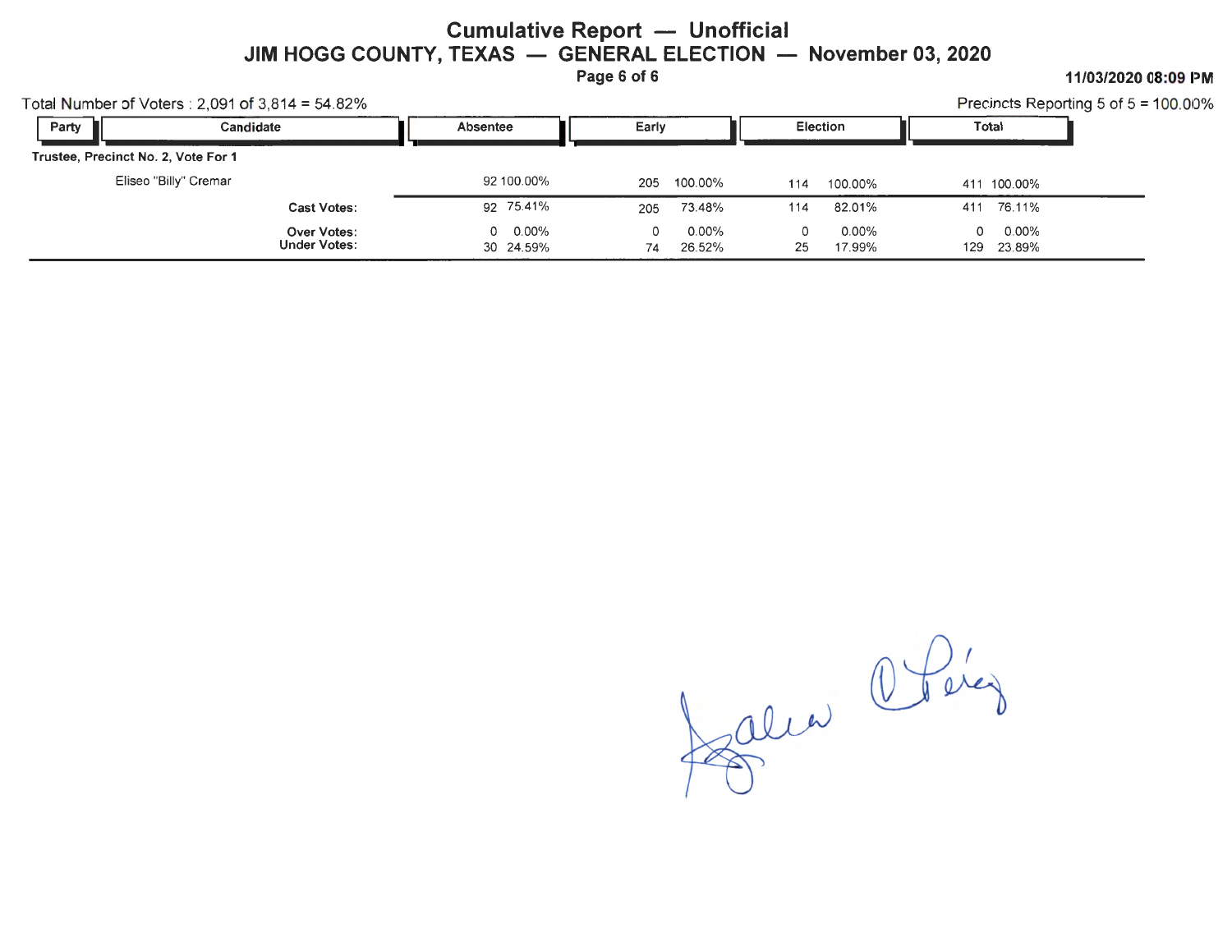# Cumulative Report — Unofficial

## JIM HOGG COUNTY, TEXAS — GENERAL ELECTION — November 03, 2020

11/03/2020 08:09 PM

Total Number of Voters : 2,091 of 3,814 = 54.82%

Precincts Reporting 5 of 5 = 100.00%

| Party | Candidate | Absentee | | Early | | Election | | Total | |
|---|---|---|---|---|---|---|---|---|---|
| **Trustee, Precinct No. 2, Vote For 1** | | | | | | | | | |
| | Eliseo "Billy" Cremar | 92 | 100.00% | 205 | 100.00% | 114 | 100.00% | 411 | 100.00% |
| | **Cast Votes:** | 92 | 75.41% | 205 | 73.48% | 114 | 82.01% | 411 | 76.11% |
| | **Over Votes:** | 0 | 0.00% | 0 | 0.00% | 0 | 0.00% | 0 | 0.00% |
| | **Under Votes:** | 30 | 24.59% | 74 | 26.52% | 25 | 17.99% | 129 | 23.89% |